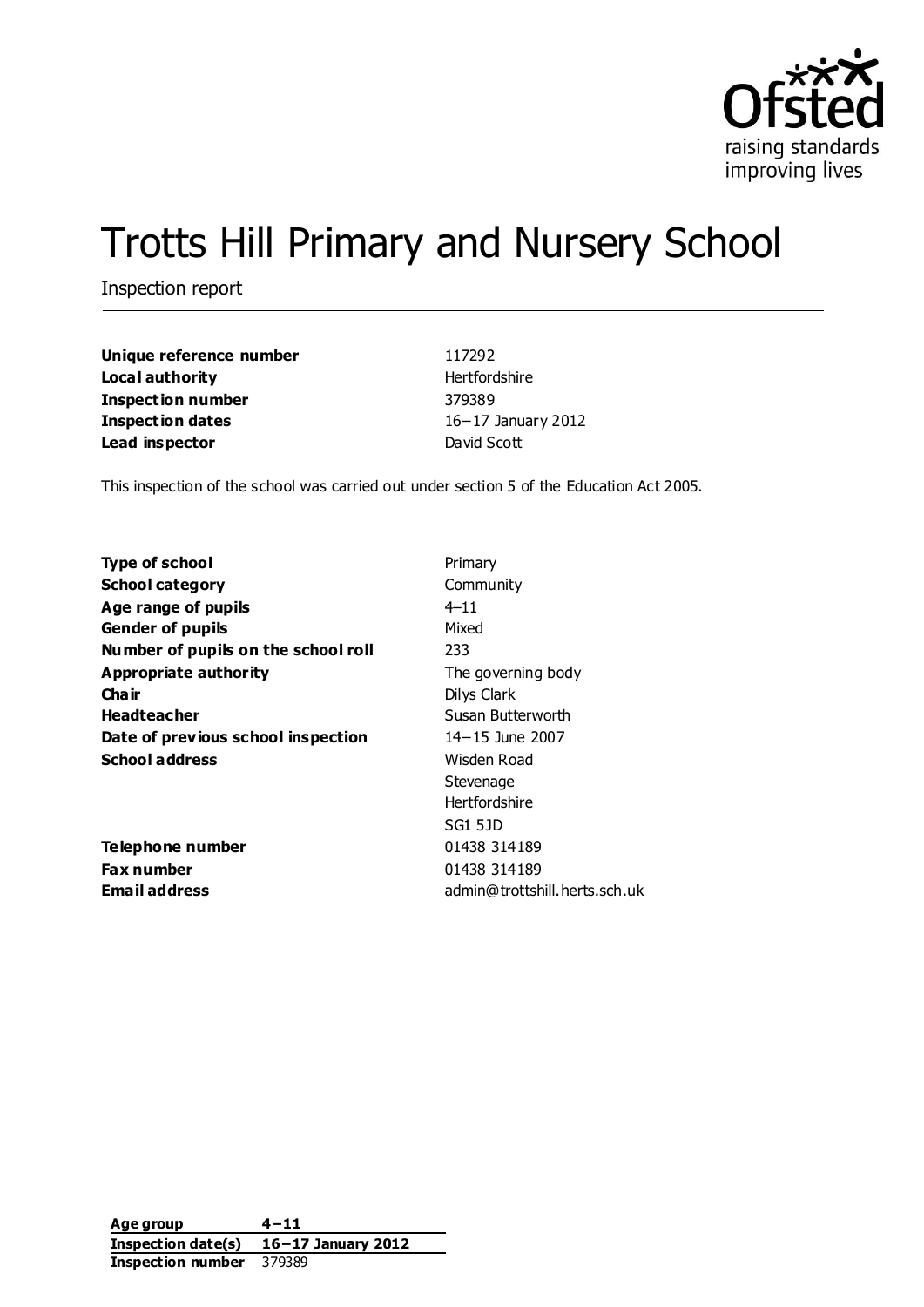# Trotts Hill Primary and Nursery School

Inspection report

| | |
|---|---|
| **Unique reference number** | 117292 |
| **Local authority** | Hertfordshire |
| **Inspection number** | 379389 |
| **Inspection dates** | 16–17 January 2012 |
| **Lead inspector** | David Scott |

This inspection of the school was carried out under section 5 of the Education Act 2005.

| | |
|---|---|
| **Type of school** | Primary |
| **School category** | Community |
| **Age range of pupils** | 4–11 |
| **Gender of pupils** | Mixed |
| **Number of pupils on the school roll** | 233 |
| **Appropriate authority** | The governing body |
| **Chair** | Dilys Clark |
| **Headteacher** | Susan Butterworth |
| **Date of previous school inspection** | 14–15 June 2007 |
| **School address** | Wisden Road<br>Stevenage<br>Hertfordshire<br>SG1 5JD |
| **Telephone number** | 01438 314189 |
| **Fax number** | 01438 314189 |
| **Email address** | admin@trottshill.herts.sch.uk |

| | |
|---|---|
| **Age group** | **4–11** |
| **Inspection date(s)** | **16–17 January 2012** |
| **Inspection number** | 379389 |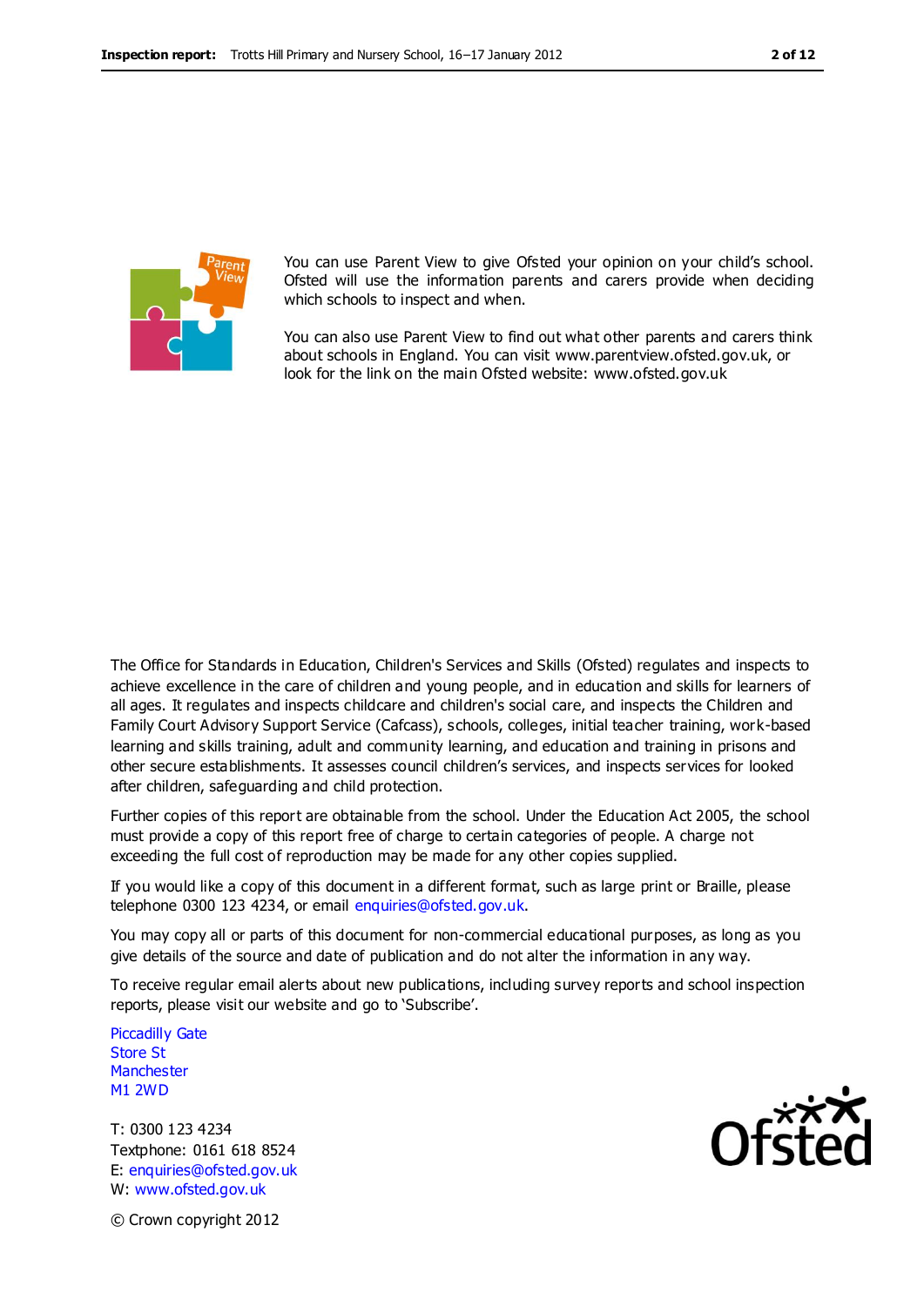You can use Parent View to give Ofsted your opinion on your child's school. Ofsted will use the information parents and carers provide when deciding which schools to inspect and when.

You can also use Parent View to find out what other parents and carers think about schools in England. You can visit www.parentview.ofsted.gov.uk, or look for the link on the main Ofsted website: www.ofsted.gov.uk

The Office for Standards in Education, Children's Services and Skills (Ofsted) regulates and inspects to achieve excellence in the care of children and young people, and in education and skills for learners of all ages. It regulates and inspects childcare and children's social care, and inspects the Children and Family Court Advisory Support Service (Cafcass), schools, colleges, initial teacher training, work-based learning and skills training, adult and community learning, and education and training in prisons and other secure establishments. It assesses council children's services, and inspects services for looked after children, safeguarding and child protection.

Further copies of this report are obtainable from the school. Under the Education Act 2005, the school must provide a copy of this report free of charge to certain categories of people. A charge not exceeding the full cost of reproduction may be made for any other copies supplied.

If you would like a copy of this document in a different format, such as large print or Braille, please telephone 0300 123 4234, or email enquiries@ofsted.gov.uk.

You may copy all or parts of this document for non-commercial educational purposes, as long as you give details of the source and date of publication and do not alter the information in any way.

To receive regular email alerts about new publications, including survey reports and school inspection reports, please visit our website and go to 'Subscribe'.

Piccadilly Gate
Store St
Manchester
M1 2WD

T: 0300 123 4234
Textphone: 0161 618 8524
E: enquiries@ofsted.gov.uk
W: www.ofsted.gov.uk

© Crown copyright 2012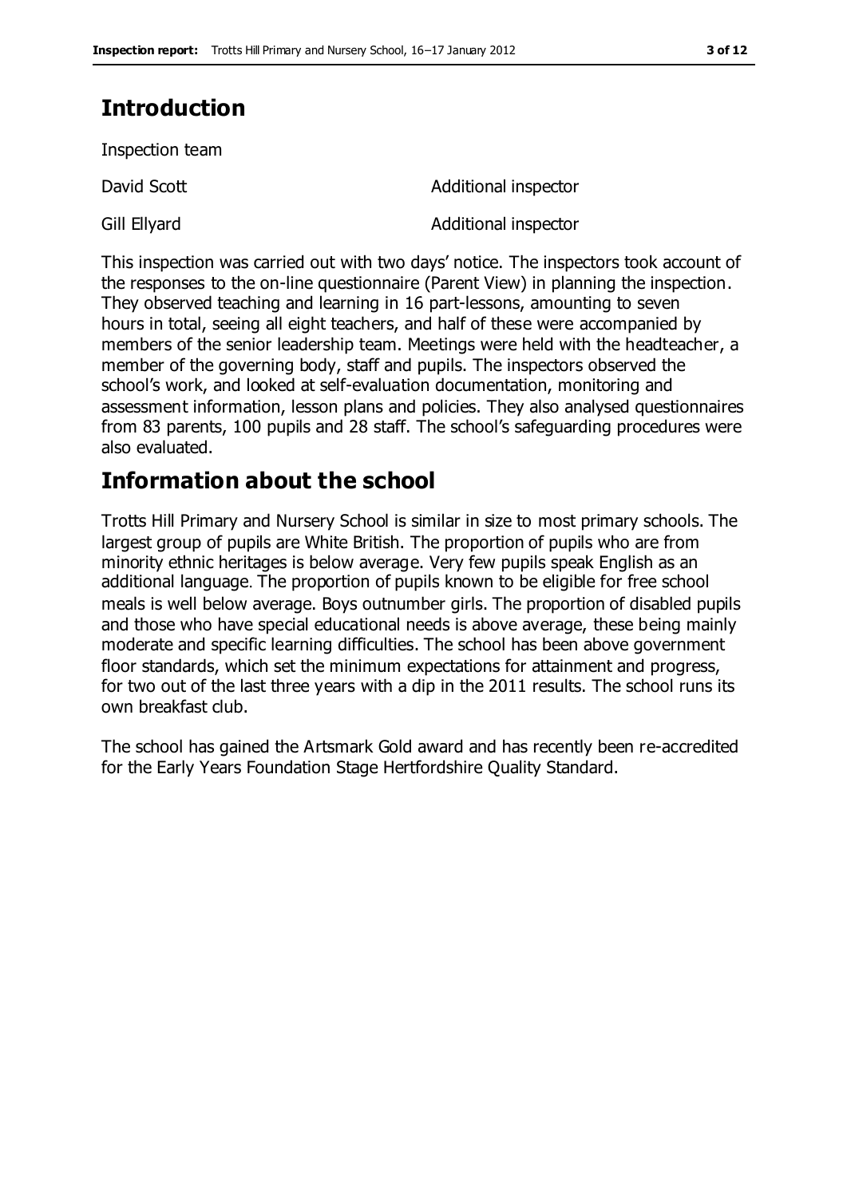## Introduction

Inspection team

| | |
|---|---|
| David Scott | Additional inspector |
| Gill Ellyard | Additional inspector |

This inspection was carried out with two days' notice. The inspectors took account of the responses to the on-line questionnaire (Parent View) in planning the inspection. They observed teaching and learning in 16 part-lessons, amounting to seven hours in total, seeing all eight teachers, and half of these were accompanied by members of the senior leadership team. Meetings were held with the headteacher, a member of the governing body, staff and pupils. The inspectors observed the school's work, and looked at self-evaluation documentation, monitoring and assessment information, lesson plans and policies. They also analysed questionnaires from 83 parents, 100 pupils and 28 staff. The school's safeguarding procedures were also evaluated.

## Information about the school

Trotts Hill Primary and Nursery School is similar in size to most primary schools. The largest group of pupils are White British. The proportion of pupils who are from minority ethnic heritages is below average. Very few pupils speak English as an additional language. The proportion of pupils known to be eligible for free school meals is well below average. Boys outnumber girls. The proportion of disabled pupils and those who have special educational needs is above average, these being mainly moderate and specific learning difficulties. The school has been above government floor standards, which set the minimum expectations for attainment and progress, for two out of the last three years with a dip in the 2011 results. The school runs its own breakfast club.

The school has gained the Artsmark Gold award and has recently been re-accredited for the Early Years Foundation Stage Hertfordshire Quality Standard.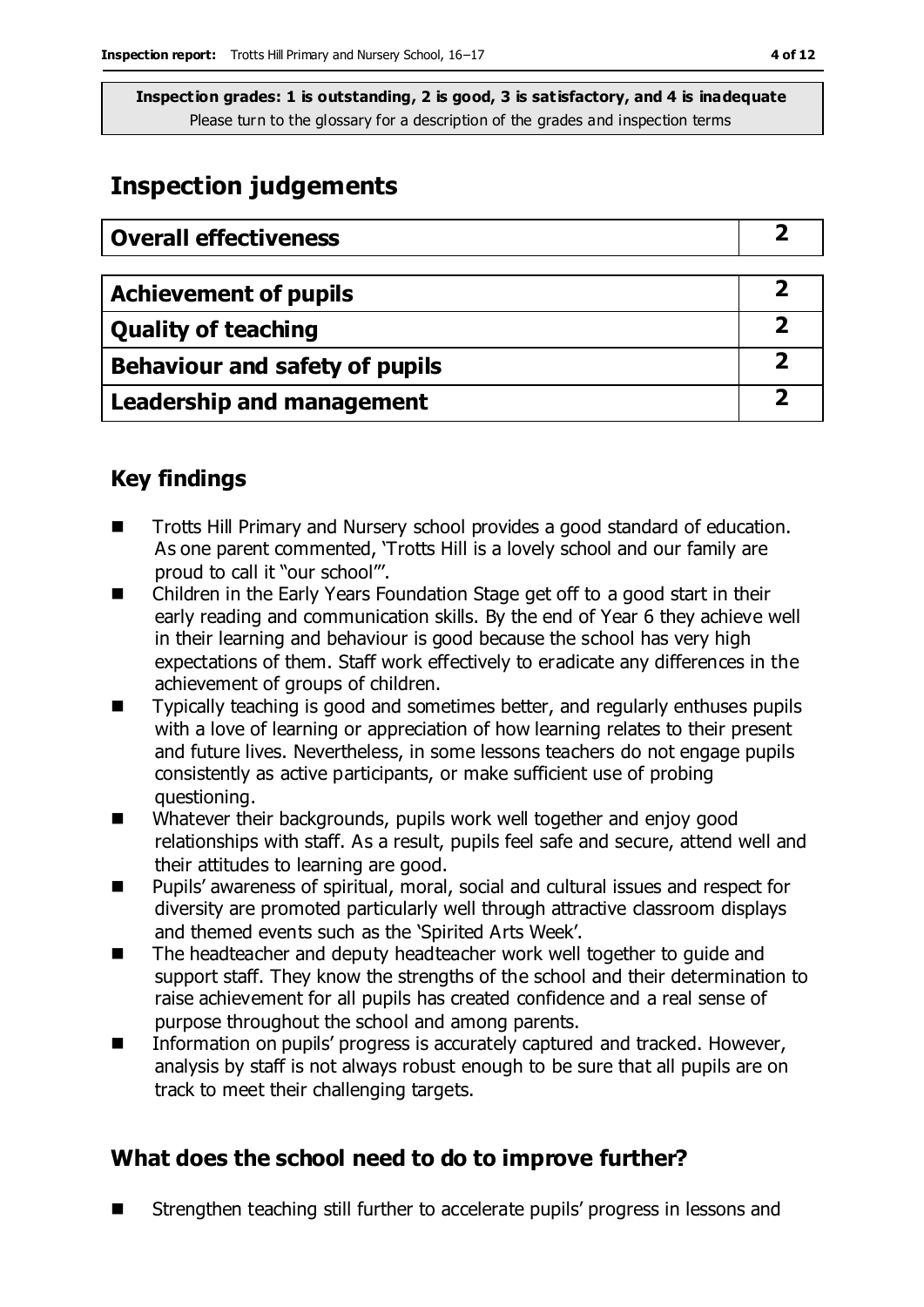**Inspection grades: 1 is outstanding, 2 is good, 3 is satisfactory, and 4 is inadequate**
Please turn to the glossary for a description of the grades and inspection terms

## Inspection judgements

| **Overall effectiveness** | **2** |
|---|---|

| **Achievement of pupils** | **2** |
|---|---|
| **Quality of teaching** | **2** |
| **Behaviour and safety of pupils** | **2** |
| **Leadership and management** | **2** |

### Key findings

- Trotts Hill Primary and Nursery school provides a good standard of education. As one parent commented, 'Trotts Hill is a lovely school and our family are proud to call it "our school"'.
- Children in the Early Years Foundation Stage get off to a good start in their early reading and communication skills. By the end of Year 6 they achieve well in their learning and behaviour is good because the school has very high expectations of them. Staff work effectively to eradicate any differences in the achievement of groups of children.
- Typically teaching is good and sometimes better, and regularly enthuses pupils with a love of learning or appreciation of how learning relates to their present and future lives. Nevertheless, in some lessons teachers do not engage pupils consistently as active participants, or make sufficient use of probing questioning.
- Whatever their backgrounds, pupils work well together and enjoy good relationships with staff. As a result, pupils feel safe and secure, attend well and their attitudes to learning are good.
- Pupils' awareness of spiritual, moral, social and cultural issues and respect for diversity are promoted particularly well through attractive classroom displays and themed events such as the 'Spirited Arts Week'.
- The headteacher and deputy headteacher work well together to guide and support staff. They know the strengths of the school and their determination to raise achievement for all pupils has created confidence and a real sense of purpose throughout the school and among parents.
- Information on pupils' progress is accurately captured and tracked. However, analysis by staff is not always robust enough to be sure that all pupils are on track to meet their challenging targets.

### What does the school need to do to improve further?

- Strengthen teaching still further to accelerate pupils' progress in lessons and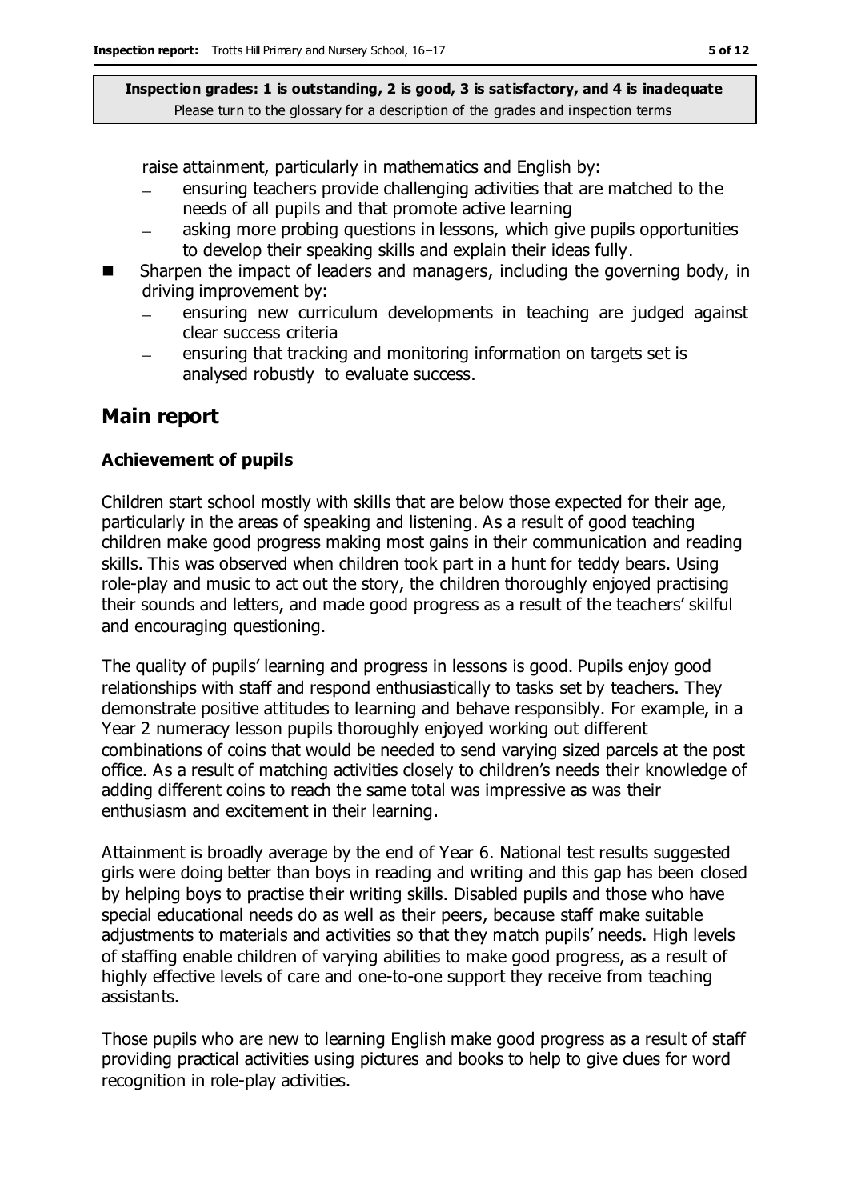raise attainment, particularly in mathematics and English by:
  - ensuring teachers provide challenging activities that are matched to the needs of all pupils and that promote active learning
  - asking more probing questions in lessons, which give pupils opportunities to develop their speaking skills and explain their ideas fully.
- Sharpen the impact of leaders and managers, including the governing body, in driving improvement by:
  - ensuring new curriculum developments in teaching are judged against clear success criteria
  - ensuring that tracking and monitoring information on targets set is analysed robustly to evaluate success.

## Main report

### Achievement of pupils

Children start school mostly with skills that are below those expected for their age, particularly in the areas of speaking and listening. As a result of good teaching children make good progress making most gains in their communication and reading skills. This was observed when children took part in a hunt for teddy bears. Using role-play and music to act out the story, the children thoroughly enjoyed practising their sounds and letters, and made good progress as a result of the teachers' skilful and encouraging questioning.

The quality of pupils' learning and progress in lessons is good. Pupils enjoy good relationships with staff and respond enthusiastically to tasks set by teachers. They demonstrate positive attitudes to learning and behave responsibly. For example, in a Year 2 numeracy lesson pupils thoroughly enjoyed working out different combinations of coins that would be needed to send varying sized parcels at the post office. As a result of matching activities closely to children's needs their knowledge of adding different coins to reach the same total was impressive as was their enthusiasm and excitement in their learning.

Attainment is broadly average by the end of Year 6. National test results suggested girls were doing better than boys in reading and writing and this gap has been closed by helping boys to practise their writing skills. Disabled pupils and those who have special educational needs do as well as their peers, because staff make suitable adjustments to materials and activities so that they match pupils' needs. High levels of staffing enable children of varying abilities to make good progress, as a result of highly effective levels of care and one-to-one support they receive from teaching assistants.

Those pupils who are new to learning English make good progress as a result of staff providing practical activities using pictures and books to help to give clues for word recognition in role-play activities.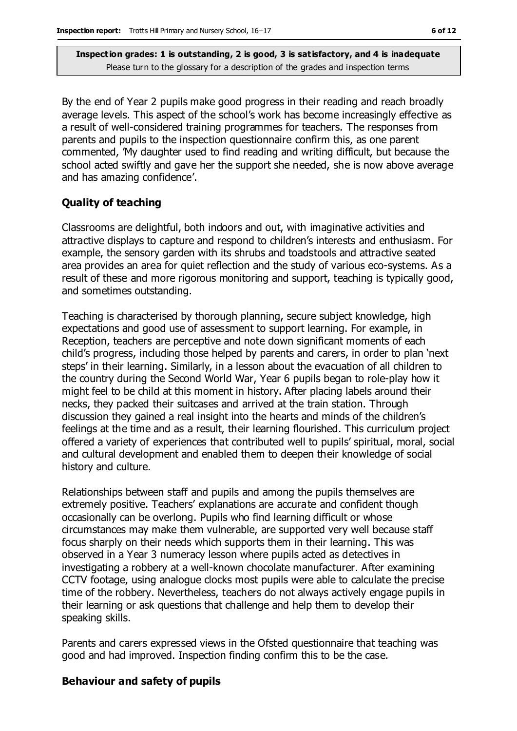By the end of Year 2 pupils make good progress in their reading and reach broadly average levels. This aspect of the school's work has become increasingly effective as a result of well-considered training programmes for teachers. The responses from parents and pupils to the inspection questionnaire confirm this, as one parent commented, 'My daughter used to find reading and writing difficult, but because the school acted swiftly and gave her the support she needed, she is now above average and has amazing confidence'.

### Quality of teaching

Classrooms are delightful, both indoors and out, with imaginative activities and attractive displays to capture and respond to children's interests and enthusiasm. For example, the sensory garden with its shrubs and toadstools and attractive seated area provides an area for quiet reflection and the study of various eco-systems. As a result of these and more rigorous monitoring and support, teaching is typically good, and sometimes outstanding.

Teaching is characterised by thorough planning, secure subject knowledge, high expectations and good use of assessment to support learning. For example, in Reception, teachers are perceptive and note down significant moments of each child's progress, including those helped by parents and carers, in order to plan 'next steps' in their learning. Similarly, in a lesson about the evacuation of all children to the country during the Second World War, Year 6 pupils began to role-play how it might feel to be child at this moment in history. After placing labels around their necks, they packed their suitcases and arrived at the train station. Through discussion they gained a real insight into the hearts and minds of the children's feelings at the time and as a result, their learning flourished. This curriculum project offered a variety of experiences that contributed well to pupils' spiritual, moral, social and cultural development and enabled them to deepen their knowledge of social history and culture.

Relationships between staff and pupils and among the pupils themselves are extremely positive. Teachers' explanations are accurate and confident though occasionally can be overlong. Pupils who find learning difficult or whose circumstances may make them vulnerable, are supported very well because staff focus sharply on their needs which supports them in their learning. This was observed in a Year 3 numeracy lesson where pupils acted as detectives in investigating a robbery at a well-known chocolate manufacturer. After examining CCTV footage, using analogue clocks most pupils were able to calculate the precise time of the robbery. Nevertheless, teachers do not always actively engage pupils in their learning or ask questions that challenge and help them to develop their speaking skills.

Parents and carers expressed views in the Ofsted questionnaire that teaching was good and had improved. Inspection finding confirm this to be the case.

### Behaviour and safety of pupils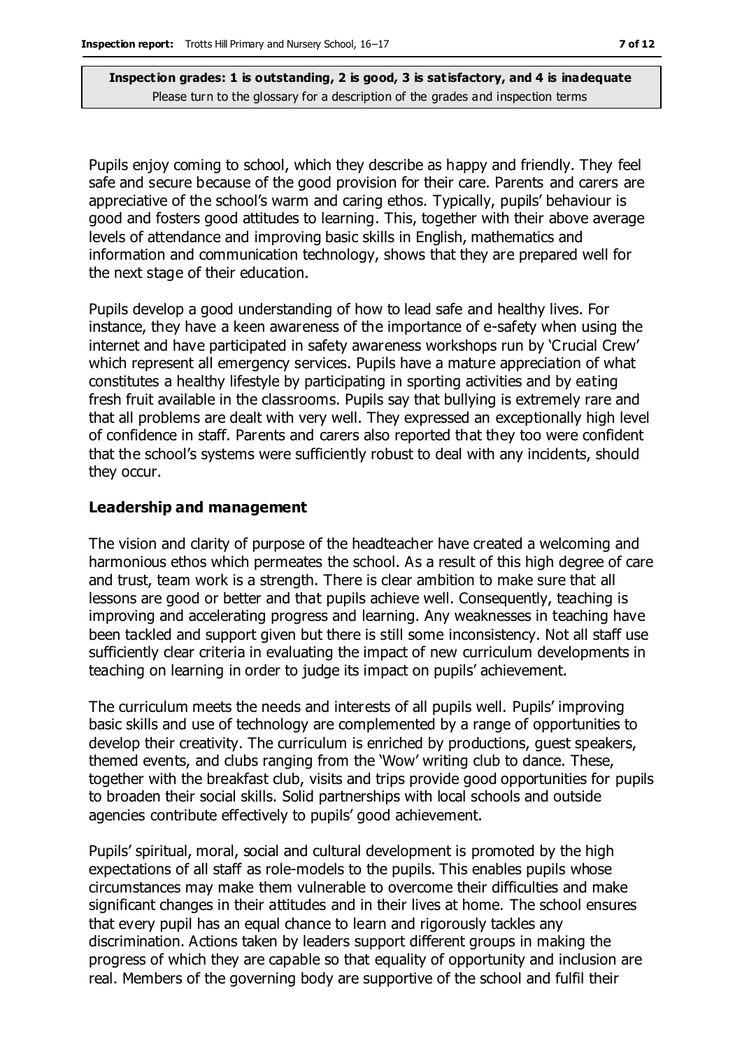Pupils enjoy coming to school, which they describe as happy and friendly. They feel safe and secure because of the good provision for their care. Parents and carers are appreciative of the school's warm and caring ethos. Typically, pupils' behaviour is good and fosters good attitudes to learning. This, together with their above average levels of attendance and improving basic skills in English, mathematics and information and communication technology, shows that they are prepared well for the next stage of their education.

Pupils develop a good understanding of how to lead safe and healthy lives. For instance, they have a keen awareness of the importance of e-safety when using the internet and have participated in safety awareness workshops run by 'Crucial Crew' which represent all emergency services. Pupils have a mature appreciation of what constitutes a healthy lifestyle by participating in sporting activities and by eating fresh fruit available in the classrooms. Pupils say that bullying is extremely rare and that all problems are dealt with very well. They expressed an exceptionally high level of confidence in staff. Parents and carers also reported that they too were confident that the school's systems were sufficiently robust to deal with any incidents, should they occur.

### Leadership and management

The vision and clarity of purpose of the headteacher have created a welcoming and harmonious ethos which permeates the school. As a result of this high degree of care and trust, team work is a strength. There is clear ambition to make sure that all lessons are good or better and that pupils achieve well. Consequently, teaching is improving and accelerating progress and learning. Any weaknesses in teaching have been tackled and support given but there is still some inconsistency. Not all staff use sufficiently clear criteria in evaluating the impact of new curriculum developments in teaching on learning in order to judge its impact on pupils' achievement.

The curriculum meets the needs and interests of all pupils well. Pupils' improving basic skills and use of technology are complemented by a range of opportunities to develop their creativity. The curriculum is enriched by productions, guest speakers, themed events, and clubs ranging from the 'Wow' writing club to dance. These, together with the breakfast club, visits and trips provide good opportunities for pupils to broaden their social skills. Solid partnerships with local schools and outside agencies contribute effectively to pupils' good achievement.

Pupils' spiritual, moral, social and cultural development is promoted by the high expectations of all staff as role-models to the pupils. This enables pupils whose circumstances may make them vulnerable to overcome their difficulties and make significant changes in their attitudes and in their lives at home. The school ensures that every pupil has an equal chance to learn and rigorously tackles any discrimination. Actions taken by leaders support different groups in making the progress of which they are capable so that equality of opportunity and inclusion are real. Members of the governing body are supportive of the school and fulfil their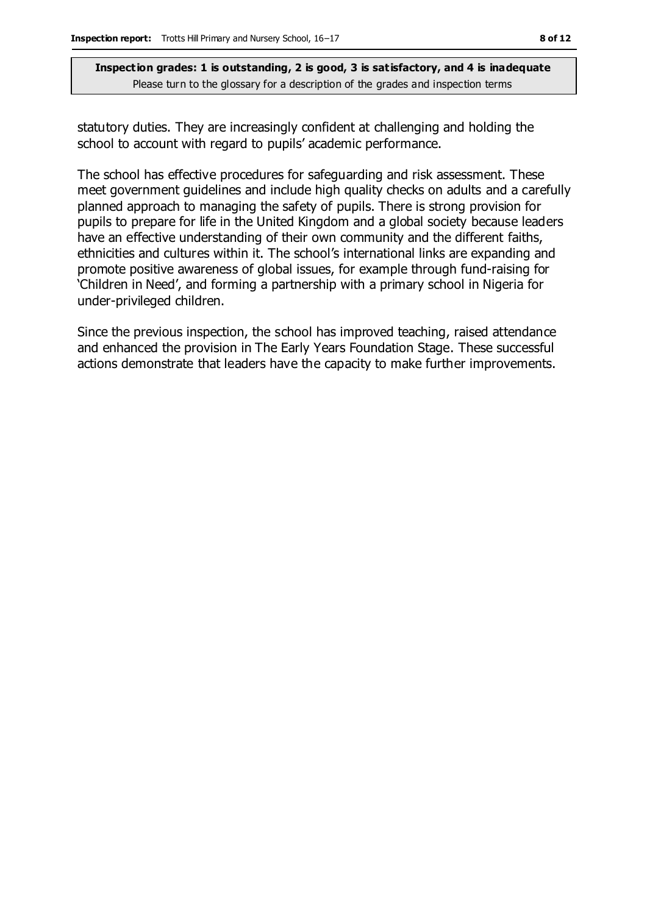statutory duties. They are increasingly confident at challenging and holding the school to account with regard to pupils' academic performance.

The school has effective procedures for safeguarding and risk assessment. These meet government guidelines and include high quality checks on adults and a carefully planned approach to managing the safety of pupils. There is strong provision for pupils to prepare for life in the United Kingdom and a global society because leaders have an effective understanding of their own community and the different faiths, ethnicities and cultures within it. The school's international links are expanding and promote positive awareness of global issues, for example through fund-raising for 'Children in Need', and forming a partnership with a primary school in Nigeria for under-privileged children.

Since the previous inspection, the school has improved teaching, raised attendance and enhanced the provision in The Early Years Foundation Stage. These successful actions demonstrate that leaders have the capacity to make further improvements.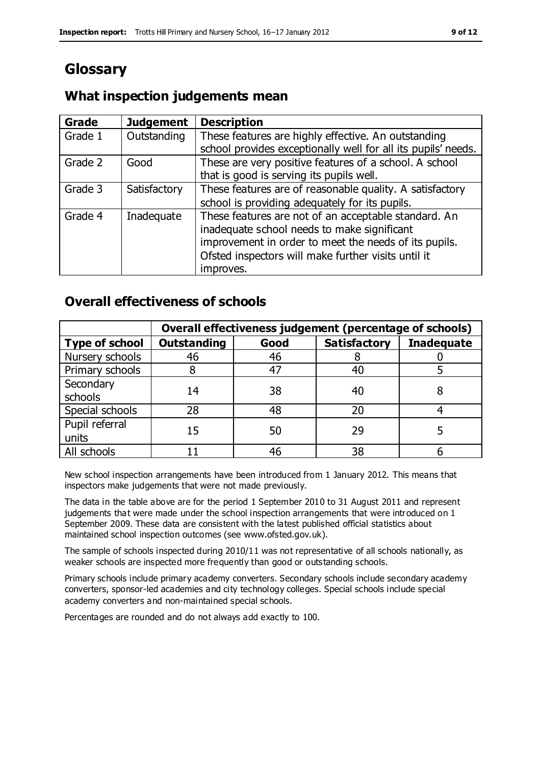# Glossary

## What inspection judgements mean

| Grade | Judgement | Description |
|---|---|---|
| Grade 1 | Outstanding | These features are highly effective. An outstanding school provides exceptionally well for all its pupils' needs. |
| Grade 2 | Good | These are very positive features of a school. A school that is good is serving its pupils well. |
| Grade 3 | Satisfactory | These features are of reasonable quality. A satisfactory school is providing adequately for its pupils. |
| Grade 4 | Inadequate | These features are not of an acceptable standard. An inadequate school needs to make significant improvement in order to meet the needs of its pupils. Ofsted inspectors will make further visits until it improves. |

## Overall effectiveness of schools

| | Overall effectiveness judgement (percentage of schools) | | | |
|---|---|---|---|---|
| **Type of school** | **Outstanding** | **Good** | **Satisfactory** | **Inadequate** |
| Nursery schools | 46 | 46 | 8 | 0 |
| Primary schools | 8 | 47 | 40 | 5 |
| Secondary schools | 14 | 38 | 40 | 8 |
| Special schools | 28 | 48 | 20 | 4 |
| Pupil referral units | 15 | 50 | 29 | 5 |
| All schools | 11 | 46 | 38 | 6 |

New school inspection arrangements have been introduced from 1 January 2012. This means that inspectors make judgements that were not made previously.

The data in the table above are for the period 1 September 2010 to 31 August 2011 and represent judgements that were made under the school inspection arrangements that were introduced on 1 September 2009. These data are consistent with the latest published official statistics about maintained school inspection outcomes (see www.ofsted.gov.uk).

The sample of schools inspected during 2010/11 was not representative of all schools nationally, as weaker schools are inspected more frequently than good or outstanding schools.

Primary schools include primary academy converters. Secondary schools include secondary academy converters, sponsor-led academies and city technology colleges. Special schools include special academy converters and non-maintained special schools.

Percentages are rounded and do not always add exactly to 100.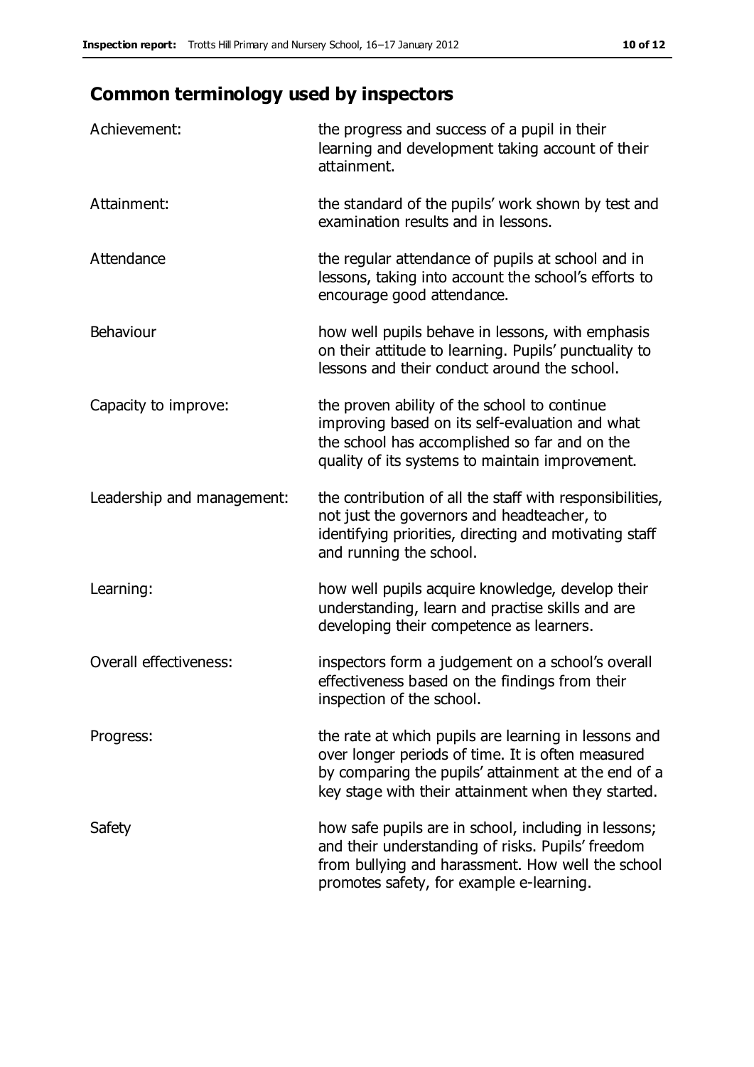## Common terminology used by inspectors

| | |
|---|---|
| Achievement: | the progress and success of a pupil in their learning and development taking account of their attainment. |
| Attainment: | the standard of the pupils' work shown by test and examination results and in lessons. |
| Attendance | the regular attendance of pupils at school and in lessons, taking into account the school's efforts to encourage good attendance. |
| Behaviour | how well pupils behave in lessons, with emphasis on their attitude to learning. Pupils' punctuality to lessons and their conduct around the school. |
| Capacity to improve: | the proven ability of the school to continue improving based on its self-evaluation and what the school has accomplished so far and on the quality of its systems to maintain improvement. |
| Leadership and management: | the contribution of all the staff with responsibilities, not just the governors and headteacher, to identifying priorities, directing and motivating staff and running the school. |
| Learning: | how well pupils acquire knowledge, develop their understanding, learn and practise skills and are developing their competence as learners. |
| Overall effectiveness: | inspectors form a judgement on a school's overall effectiveness based on the findings from their inspection of the school. |
| Progress: | the rate at which pupils are learning in lessons and over longer periods of time. It is often measured by comparing the pupils' attainment at the end of a key stage with their attainment when they started. |
| Safety | how safe pupils are in school, including in lessons; and their understanding of risks. Pupils' freedom from bullying and harassment. How well the school promotes safety, for example e-learning. |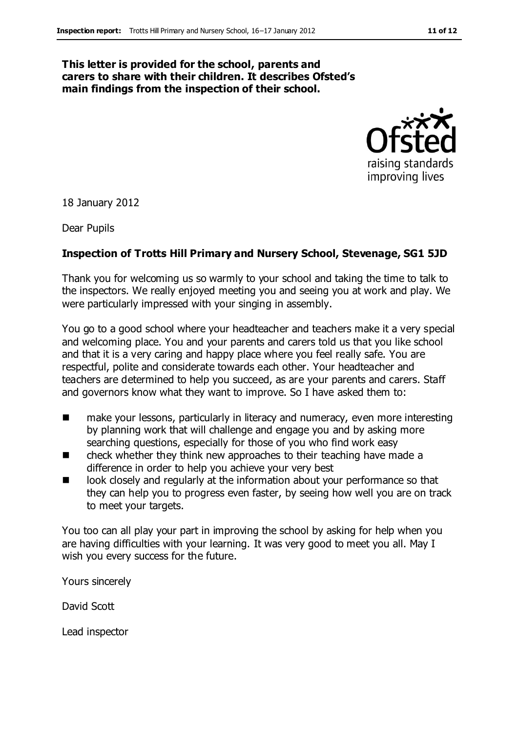**This letter is provided for the school, parents and carers to share with their children. It describes Ofsted's main findings from the inspection of their school.**

18 January 2012

Dear Pupils

**Inspection of Trotts Hill Primary and Nursery School, Stevenage, SG1 5JD**

Thank you for welcoming us so warmly to your school and taking the time to talk to the inspectors. We really enjoyed meeting you and seeing you at work and play. We were particularly impressed with your singing in assembly.

You go to a good school where your headteacher and teachers make it a very special and welcoming place. You and your parents and carers told us that you like school and that it is a very caring and happy place where you feel really safe. You are respectful, polite and considerate towards each other. Your headteacher and teachers are determined to help you succeed, as are your parents and carers. Staff and governors know what they want to improve. So I have asked them to:

- make your lessons, particularly in literacy and numeracy, even more interesting by planning work that will challenge and engage you and by asking more searching questions, especially for those of you who find work easy
- check whether they think new approaches to their teaching have made a difference in order to help you achieve your very best
- look closely and regularly at the information about your performance so that they can help you to progress even faster, by seeing how well you are on track to meet your targets.

You too can all play your part in improving the school by asking for help when you are having difficulties with your learning. It was very good to meet you all. May I wish you every success for the future.

Yours sincerely

David Scott

Lead inspector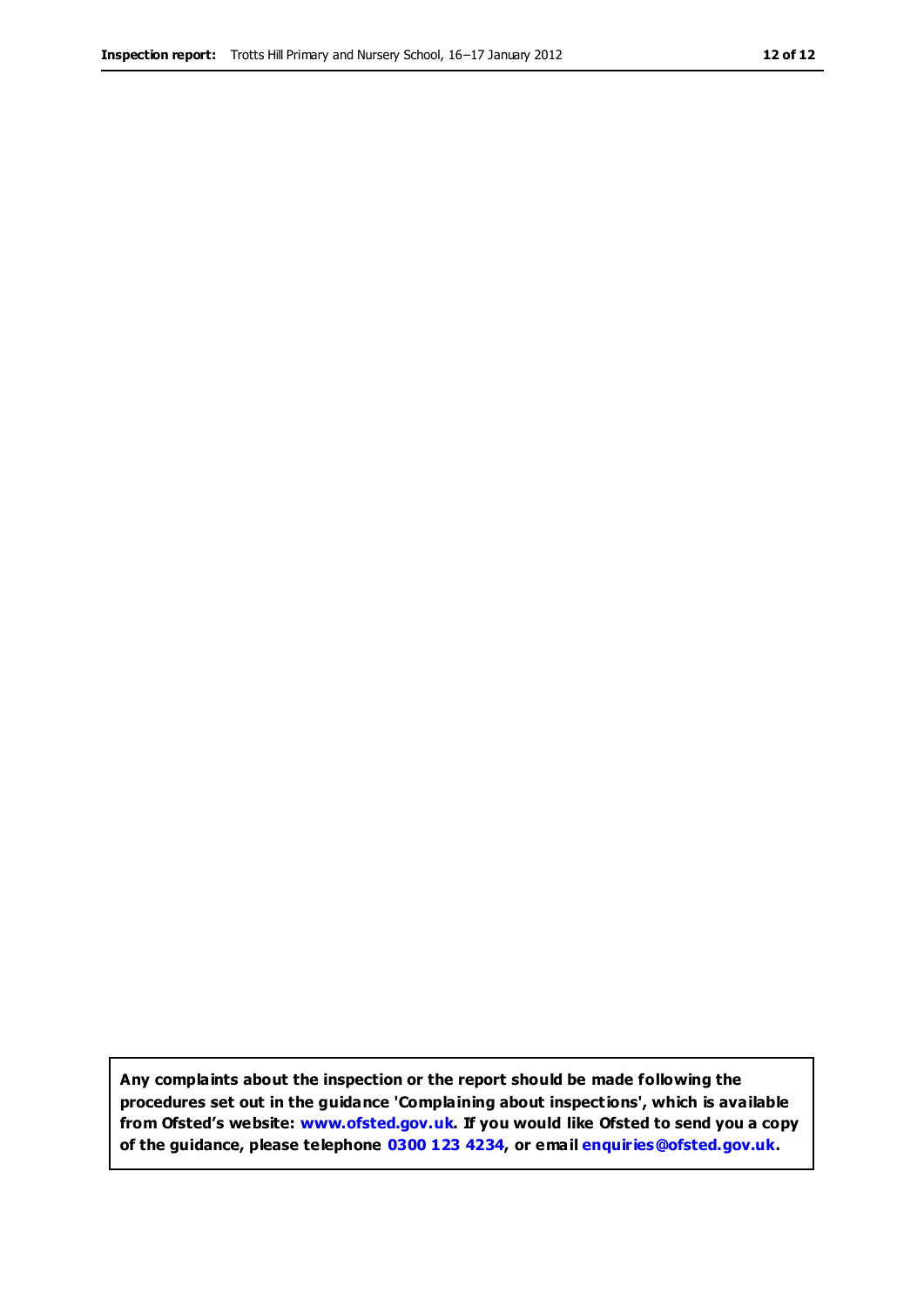**Any complaints about the inspection or the report should be made following the procedures set out in the guidance 'Complaining about inspections', which is available from Ofsted's website: www.ofsted.gov.uk. If you would like Ofsted to send you a copy of the guidance, please telephone 0300 123 4234, or email enquiries@ofsted.gov.uk.**